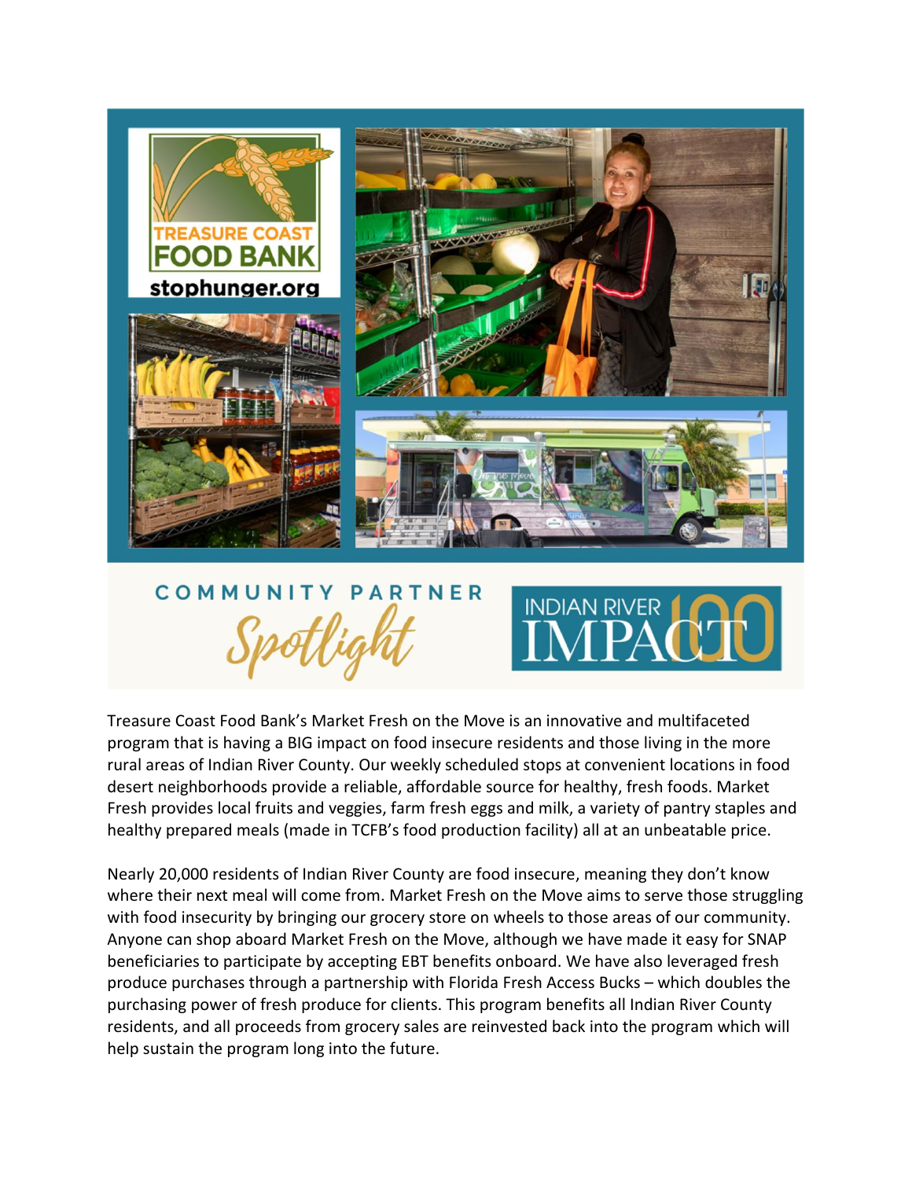TREASURE COAST FOOD BANK

stophunger.org

# COMMUNITY PARTNER *Spotlight*

INDIAN RIVER IMPACT 100

Treasure Coast Food Bank's Market Fresh on the Move is an innovative and multifaceted program that is having a BIG impact on food insecure residents and those living in the more rural areas of Indian River County. Our weekly scheduled stops at convenient locations in food desert neighborhoods provide a reliable, affordable source for healthy, fresh foods. Market Fresh provides local fruits and veggies, farm fresh eggs and milk, a variety of pantry staples and healthy prepared meals (made in TCFB's food production facility) all at an unbeatable price.

Nearly 20,000 residents of Indian River County are food insecure, meaning they don't know where their next meal will come from. Market Fresh on the Move aims to serve those struggling with food insecurity by bringing our grocery store on wheels to those areas of our community. Anyone can shop aboard Market Fresh on the Move, although we have made it easy for SNAP beneficiaries to participate by accepting EBT benefits onboard. We have also leveraged fresh produce purchases through a partnership with Florida Fresh Access Bucks – which doubles the purchasing power of fresh produce for clients. This program benefits all Indian River County residents, and all proceeds from grocery sales are reinvested back into the program which will help sustain the program long into the future.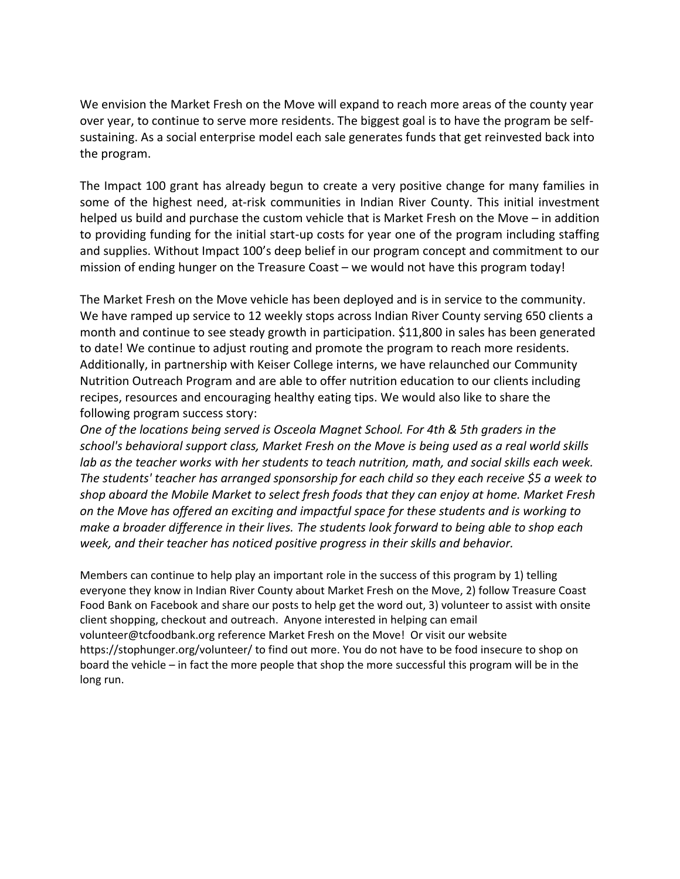We envision the Market Fresh on the Move will expand to reach more areas of the county year over year, to continue to serve more residents. The biggest goal is to have the program be self-sustaining. As a social enterprise model each sale generates funds that get reinvested back into the program.

The Impact 100 grant has already begun to create a very positive change for many families in some of the highest need, at-risk communities in Indian River County. This initial investment helped us build and purchase the custom vehicle that is Market Fresh on the Move – in addition to providing funding for the initial start-up costs for year one of the program including staffing and supplies. Without Impact 100's deep belief in our program concept and commitment to our mission of ending hunger on the Treasure Coast – we would not have this program today!

The Market Fresh on the Move vehicle has been deployed and is in service to the community. We have ramped up service to 12 weekly stops across Indian River County serving 650 clients a month and continue to see steady growth in participation. $11,800 in sales has been generated to date! We continue to adjust routing and promote the program to reach more residents. Additionally, in partnership with Keiser College interns, we have relaunched our Community Nutrition Outreach Program and are able to offer nutrition education to our clients including recipes, resources and encouraging healthy eating tips. We would also like to share the following program success story:

*One of the locations being served is Osceola Magnet School. For 4th & 5th graders in the school's behavioral support class, Market Fresh on the Move is being used as a real world skills lab as the teacher works with her students to teach nutrition, math, and social skills each week. The students' teacher has arranged sponsorship for each child so they each receive $5 a week to shop aboard the Mobile Market to select fresh foods that they can enjoy at home. Market Fresh on the Move has offered an exciting and impactful space for these students and is working to make a broader difference in their lives. The students look forward to being able to shop each week, and their teacher has noticed positive progress in their skills and behavior.*

Members can continue to help play an important role in the success of this program by 1) telling everyone they know in Indian River County about Market Fresh on the Move, 2) follow Treasure Coast Food Bank on Facebook and share our posts to help get the word out, 3) volunteer to assist with onsite client shopping, checkout and outreach. Anyone interested in helping can email volunteer@tcfoodbank.org reference Market Fresh on the Move! Or visit our website https://stophunger.org/volunteer/ to find out more. You do not have to be food insecure to shop on board the vehicle – in fact the more people that shop the more successful this program will be in the long run.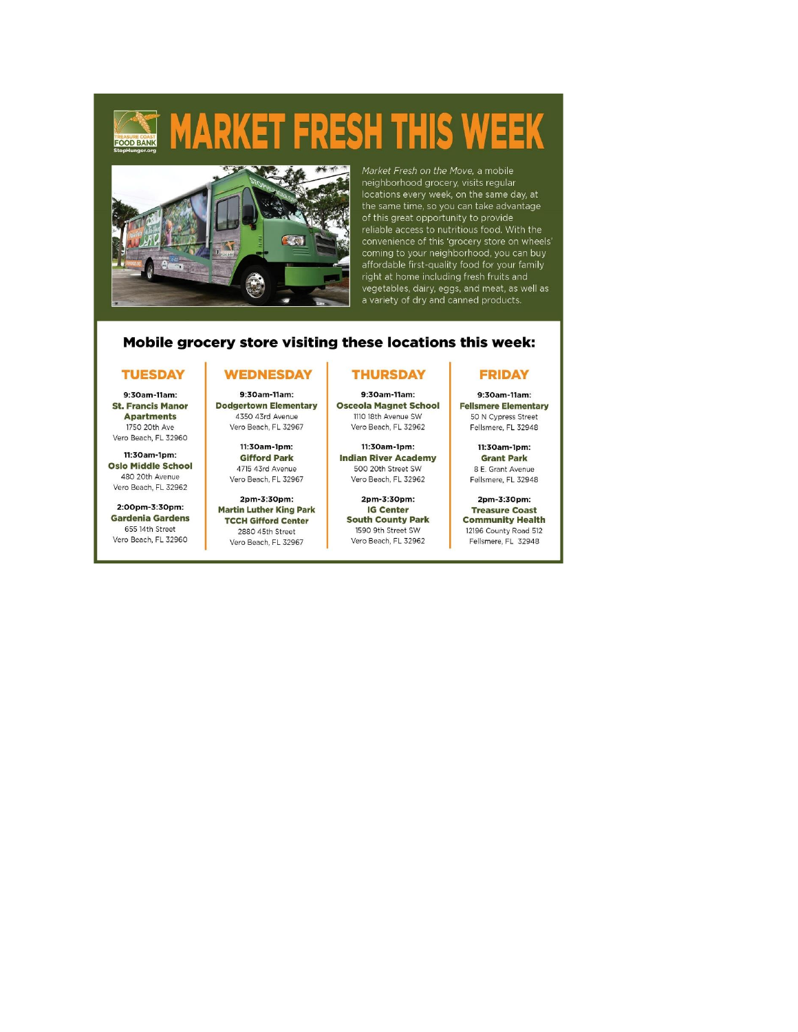TREASURE COAST FOOD BANK
StopHunger.org

# MARKET FRESH THIS WEEK

*Market Fresh on the Move*, a mobile neighborhood grocery, visits regular locations every week, on the same day, at the same time, so you can take advantage of this great opportunity to provide reliable access to nutritious food. With the convenience of this 'grocery store on wheels' coming to your neighborhood, you can buy affordable first-quality food for your family right at home including fresh fruits and vegetables, dairy, eggs, and meat, as well as a variety of dry and canned products.

## Mobile grocery store visiting these locations this week:

### TUESDAY

**9:30am-11am:**
**St. Francis Manor Apartments**
1750 20th Ave
Vero Beach, FL 32960

**11:30am-1pm:**
**Oslo Middle School**
480 20th Avenue
Vero Beach, FL 32962

**2:00pm-3:30pm:**
**Gardenia Gardens**
655 14th Street
Vero Beach, FL 32960

### WEDNESDAY

**9:30am-11am:**
**Dodgertown Elementary**
4350 43rd Avenue
Vero Beach, FL 32967

**11:30am-1pm:**
**Gifford Park**
4715 43rd Avenue
Vero Beach, FL 32967

**2pm-3:30pm:**
**Martin Luther King Park TCCH Gifford Center**
2880 45th Street
Vero Beach, FL 32967

### THURSDAY

**9:30am-11am:**
**Osceola Magnet School**
1110 18th Avenue SW
Vero Beach, FL 32962

**11:30am-1pm:**
**Indian River Academy**
500 20th Street SW
Vero Beach, FL 32962

**2pm-3:30pm:**
**IG Center South County Park**
1590 9th Street SW
Vero Beach, FL 32962

### FRIDAY

**9:30am-11am:**
**Fellsmere Elementary**
50 N Cypress Street
Fellsmere, FL 32948

**11:30am-1pm:**
**Grant Park**
8 E. Grant Avenue
Fellsmere, FL 32948

**2pm-3:30pm:**
**Treasure Coast Community Health**
12196 County Road 512
Fellsmere, FL 32948